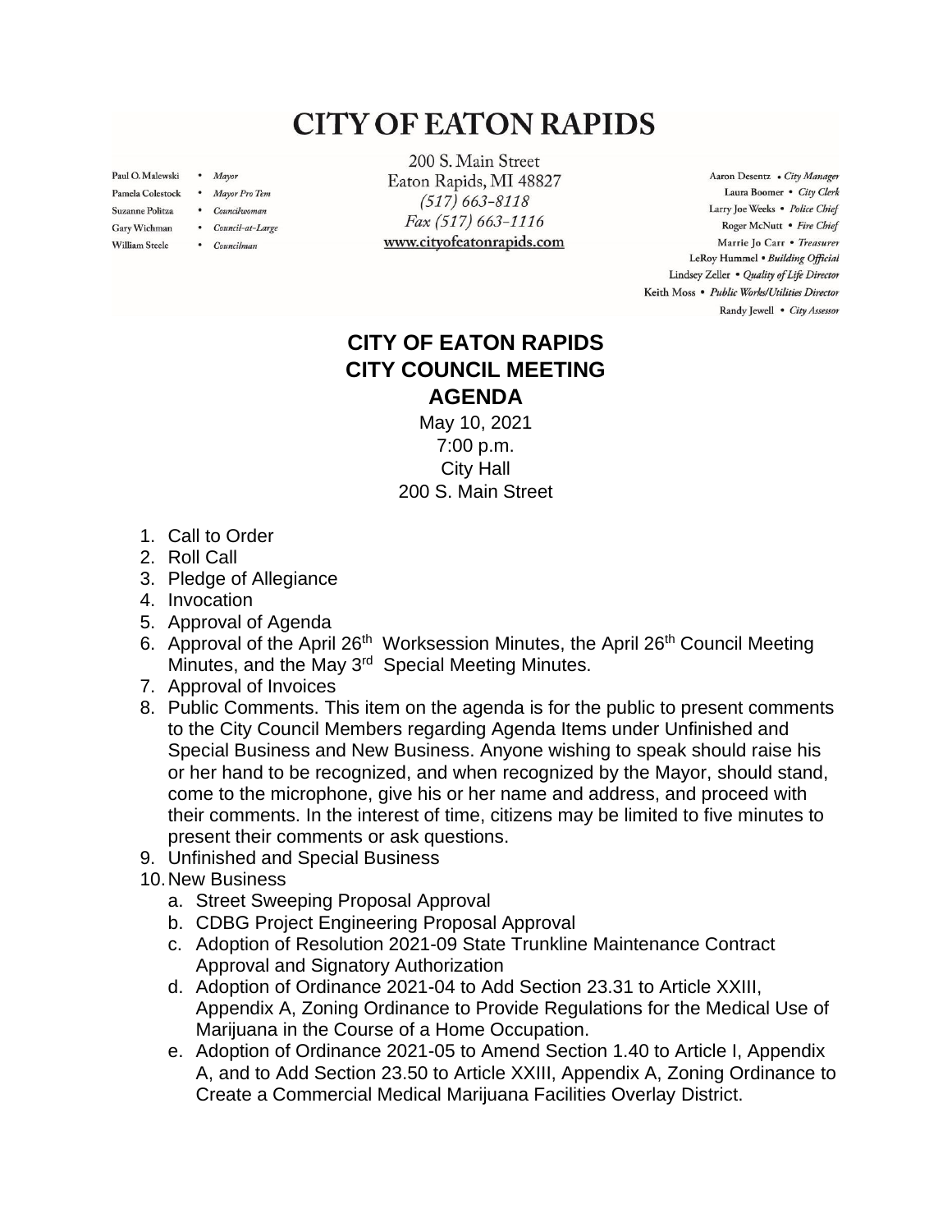# CITY OF EATON RAPIDS

Paul O. Malewski • *Mayor*
Pamela Colestock • *Mayor Pro Tem*
Suzanne Politza • *Councilwoman*
Gary Wichman • *Council-at-Large*
William Steele • *Councilman*

200 S. Main Street
Eaton Rapids, MI 48827
*(517) 663-8118*
*Fax (517) 663-1116*
www.cityofeatonrapids.com

Aaron Desentz • *City Manager*
Laura Boomer • *City Clerk*
Larry Joe Weeks • *Police Chief*
Roger McNutt • *Fire Chief*
Marrie Jo Carr • *Treasurer*
LeRoy Hummel • *Building Official*
Lindsey Zeller • *Quality of Life Director*
Keith Moss • *Public Works/Utilities Director*
Randy Jewell • *City Assessor*

## CITY OF EATON RAPIDS
## CITY COUNCIL MEETING
## AGENDA

May 10, 2021
7:00 p.m.
City Hall
200 S. Main Street

1. Call to Order
2. Roll Call
3. Pledge of Allegiance
4. Invocation
5. Approval of Agenda
6. Approval of the April 26th Worksession Minutes, the April 26th Council Meeting Minutes, and the May 3rd Special Meeting Minutes.
7. Approval of Invoices
8. Public Comments. This item on the agenda is for the public to present comments to the City Council Members regarding Agenda Items under Unfinished and Special Business and New Business. Anyone wishing to speak should raise his or her hand to be recognized, and when recognized by the Mayor, should stand, come to the microphone, give his or her name and address, and proceed with their comments. In the interest of time, citizens may be limited to five minutes to present their comments or ask questions.
9. Unfinished and Special Business
10. New Business
    a. Street Sweeping Proposal Approval
    b. CDBG Project Engineering Proposal Approval
    c. Adoption of Resolution 2021-09 State Trunkline Maintenance Contract Approval and Signatory Authorization
    d. Adoption of Ordinance 2021-04 to Add Section 23.31 to Article XXIII, Appendix A, Zoning Ordinance to Provide Regulations for the Medical Use of Marijuana in the Course of a Home Occupation.
    e. Adoption of Ordinance 2021-05 to Amend Section 1.40 to Article I, Appendix A, and to Add Section 23.50 to Article XXIII, Appendix A, Zoning Ordinance to Create a Commercial Medical Marijuana Facilities Overlay District.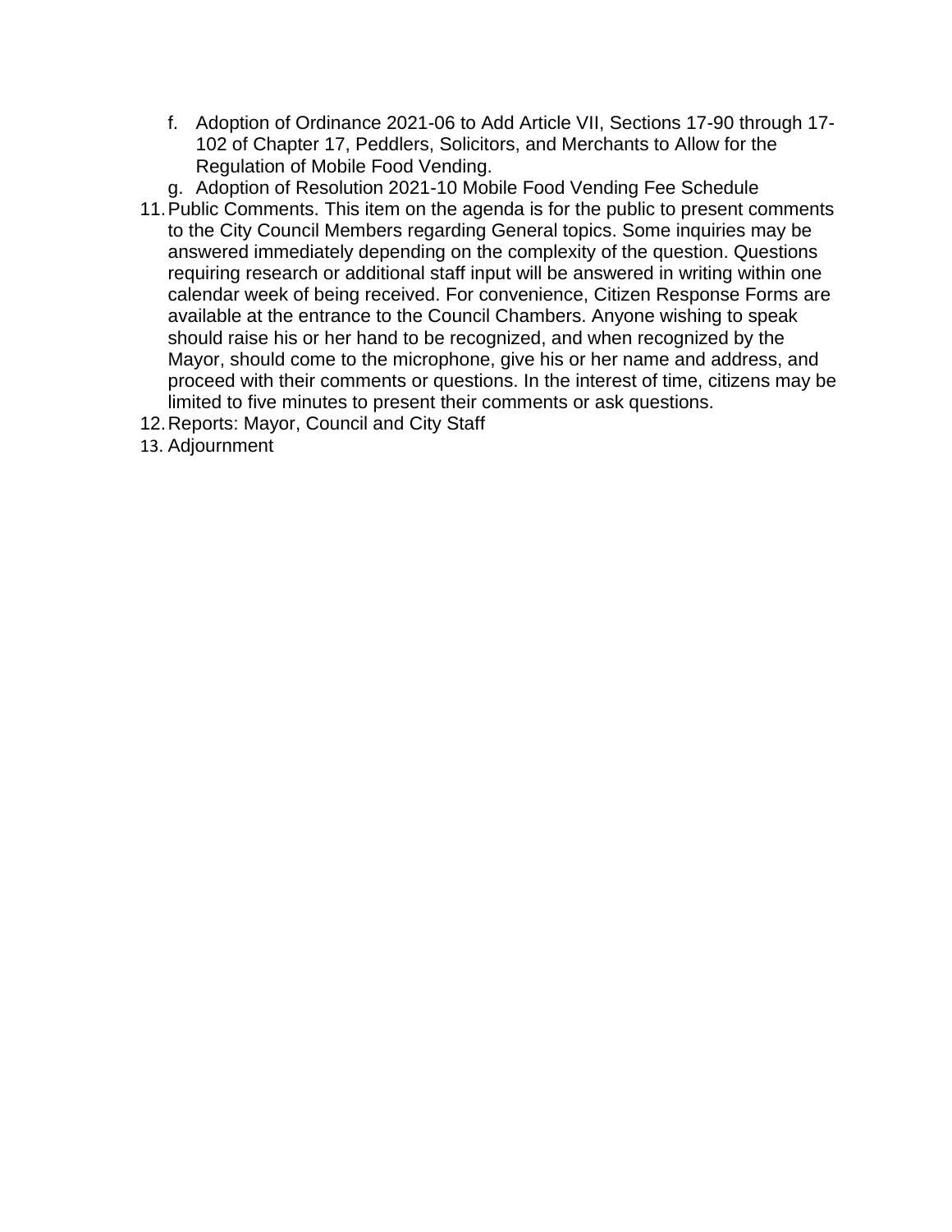f. Adoption of Ordinance 2021-06 to Add Article VII, Sections 17-90 through 17-102 of Chapter 17, Peddlers, Solicitors, and Merchants to Allow for the Regulation of Mobile Food Vending.
g. Adoption of Resolution 2021-10 Mobile Food Vending Fee Schedule

11. Public Comments. This item on the agenda is for the public to present comments to the City Council Members regarding General topics. Some inquiries may be answered immediately depending on the complexity of the question. Questions requiring research or additional staff input will be answered in writing within one calendar week of being received. For convenience, Citizen Response Forms are available at the entrance to the Council Chambers. Anyone wishing to speak should raise his or her hand to be recognized, and when recognized by the Mayor, should come to the microphone, give his or her name and address, and proceed with their comments or questions. In the interest of time, citizens may be limited to five minutes to present their comments or ask questions.
12. Reports: Mayor, Council and City Staff
13. Adjournment